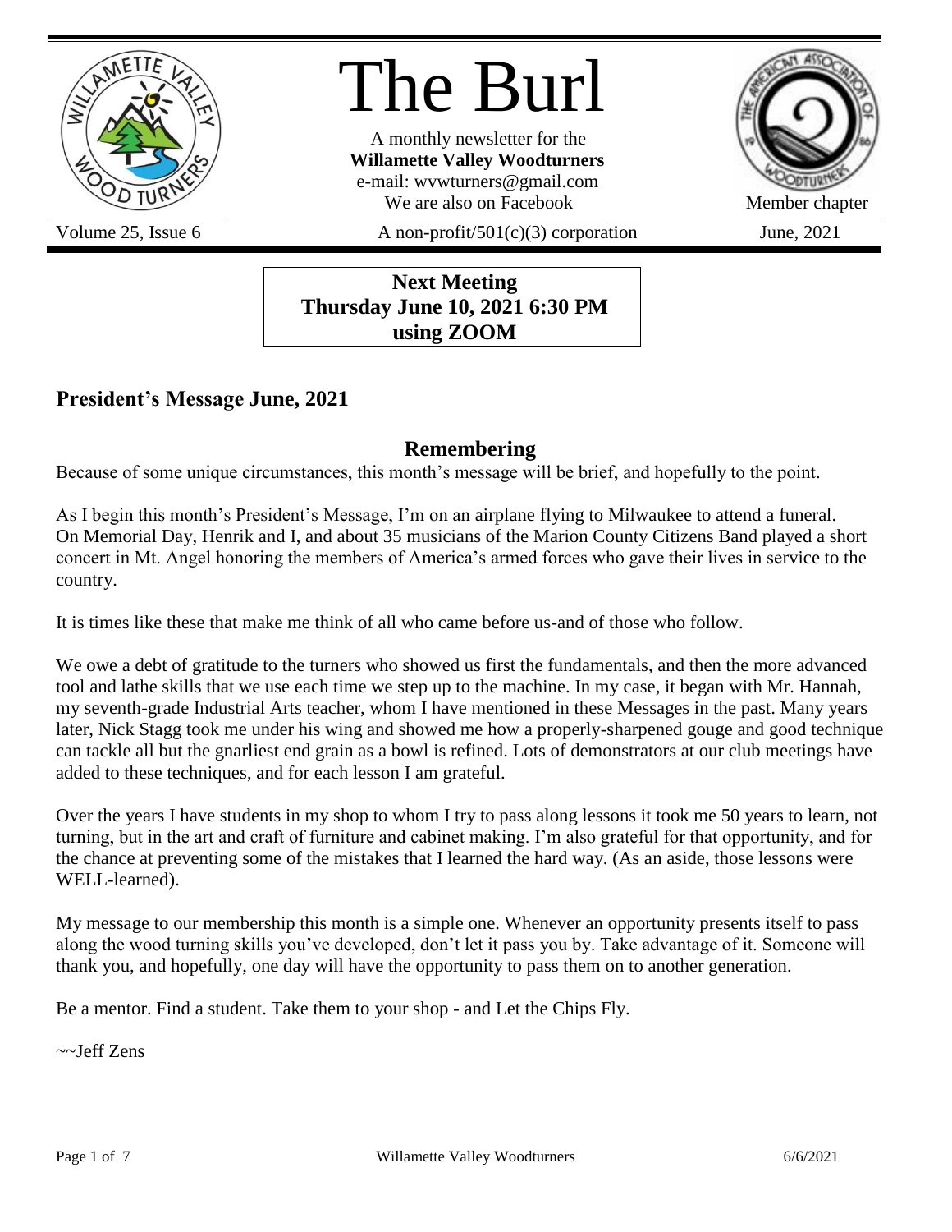# The Burl

A monthly newsletter for the
**Willamette Valley Woodturners**
e-mail: wvwturners@gmail.com
We are also on Facebook

Member chapter

Volume 25, Issue 6 | A non-profit/501(c)(3) corporation | June, 2021

**Next Meeting**
**Thursday June 10, 2021 6:30 PM**
**using ZOOM**

## President's Message June, 2021

### Remembering

Because of some unique circumstances, this month's message will be brief, and hopefully to the point.

As I begin this month's President's Message, I'm on an airplane flying to Milwaukee to attend a funeral. On Memorial Day, Henrik and I, and about 35 musicians of the Marion County Citizens Band played a short concert in Mt. Angel honoring the members of America's armed forces who gave their lives in service to the country.

It is times like these that make me think of all who came before us-and of those who follow.

We owe a debt of gratitude to the turners who showed us first the fundamentals, and then the more advanced tool and lathe skills that we use each time we step up to the machine. In my case, it began with Mr. Hannah, my seventh-grade Industrial Arts teacher, whom I have mentioned in these Messages in the past. Many years later, Nick Stagg took me under his wing and showed me how a properly-sharpened gouge and good technique can tackle all but the gnarliest end grain as a bowl is refined. Lots of demonstrators at our club meetings have added to these techniques, and for each lesson I am grateful.

Over the years I have students in my shop to whom I try to pass along lessons it took me 50 years to learn, not turning, but in the art and craft of furniture and cabinet making. I'm also grateful for that opportunity, and for the chance at preventing some of the mistakes that I learned the hard way. (As an aside, those lessons were WELL-learned).

My message to our membership this month is a simple one. Whenever an opportunity presents itself to pass along the wood turning skills you've developed, don't let it pass you by. Take advantage of it. Someone will thank you, and hopefully, one day will have the opportunity to pass them on to another generation.

Be a mentor. Find a student. Take them to your shop - and Let the Chips Fly.

~~Jeff Zens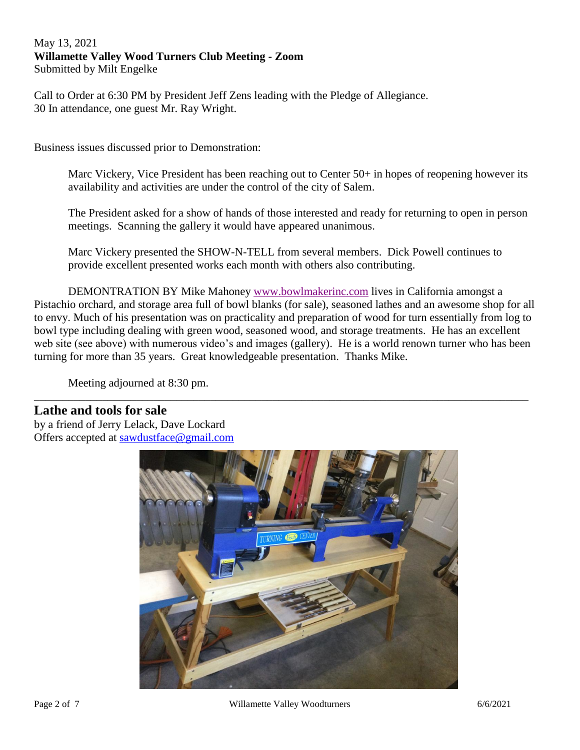May 13, 2021

**Willamette Valley Wood Turners Club Meeting - Zoom**

Submitted by Milt Engelke

Call to Order at 6:30 PM by President Jeff Zens leading with the Pledge of Allegiance.
30 In attendance, one guest Mr. Ray Wright.

Business issues discussed prior to Demonstration:

Marc Vickery, Vice President has been reaching out to Center 50+ in hopes of reopening however its availability and activities are under the control of the city of Salem.

The President asked for a show of hands of those interested and ready for returning to open in person meetings. Scanning the gallery it would have appeared unanimous.

Marc Vickery presented the SHOW-N-TELL from several members. Dick Powell continues to provide excellent presented works each month with others also contributing.

DEMONTRATION BY Mike Mahoney www.bowlmakerinc.com lives in California amongst a Pistachio orchard, and storage area full of bowl blanks (for sale), seasoned lathes and an awesome shop for all to envy. Much of his presentation was on practicality and preparation of wood for turn essentially from log to bowl type including dealing with green wood, seasoned wood, and storage treatments. He has an excellent web site (see above) with numerous video's and images (gallery). He is a world renown turner who has been turning for more than 35 years. Great knowledgeable presentation. Thanks Mike.

Meeting adjourned at 8:30 pm.

---

## Lathe and tools for sale

by a friend of Jerry Lelack, Dave Lockard

Offers accepted at sawdustface@gmail.com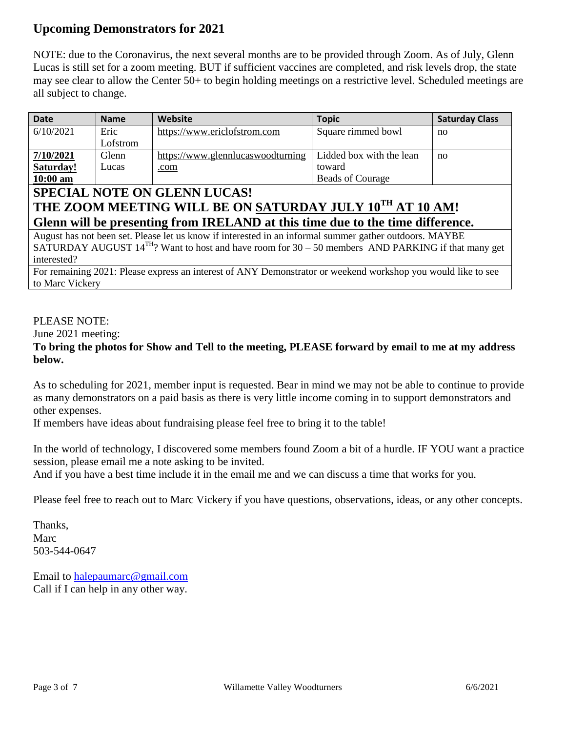## Upcoming Demonstrators for 2021

NOTE: due to the Coronavirus, the next several months are to be provided through Zoom. As of July, Glenn Lucas is still set for a zoom meeting. BUT if sufficient vaccines are completed, and risk levels drop, the state may see clear to allow the Center 50+ to begin holding meetings on a restrictive level. Scheduled meetings are all subject to change.

| Date | Name | Website | Topic | Saturday Class |
|---|---|---|---|---|
| 6/10/2021 | Eric Lofstrom | https://www.ericlofstrom.com | Square rimmed bowl | no |
| **7/10/2021 Saturday! 10:00 am** | Glenn Lucas | https://www.glennlucaswoodturning.com | Lidded box with the lean toward Beads of Courage | no |
| **SPECIAL NOTE ON GLENN LUCAS! THE ZOOM MEETING WILL BE ON SATURDAY JULY 10TH AT 10 AM! Glenn will be presenting from IRELAND at this time due to the time difference.** | | | | |
| August has not been set. Please let us know if interested in an informal summer gather outdoors. MAYBE SATURDAY AUGUST 14TH? Want to host and have room for 30 – 50 members AND PARKING if that many get interested? | | | | |
| For remaining 2021: Please express an interest of ANY Demonstrator or weekend workshop you would like to see to Marc Vickery | | | | |

PLEASE NOTE:
June 2021 meeting:
**To bring the photos for Show and Tell to the meeting, PLEASE forward by email to me at my address below.**

As to scheduling for 2021, member input is requested. Bear in mind we may not be able to continue to provide as many demonstrators on a paid basis as there is very little income coming in to support demonstrators and other expenses.
If members have ideas about fundraising please feel free to bring it to the table!

In the world of technology, I discovered some members found Zoom a bit of a hurdle. IF YOU want a practice session, please email me a note asking to be invited.
And if you have a best time include it in the email me and we can discuss a time that works for you.

Please feel free to reach out to Marc Vickery if you have questions, observations, ideas, or any other concepts.

Thanks,
Marc
503-544-0647

Email to halepaumarc@gmail.com
Call if I can help in any other way.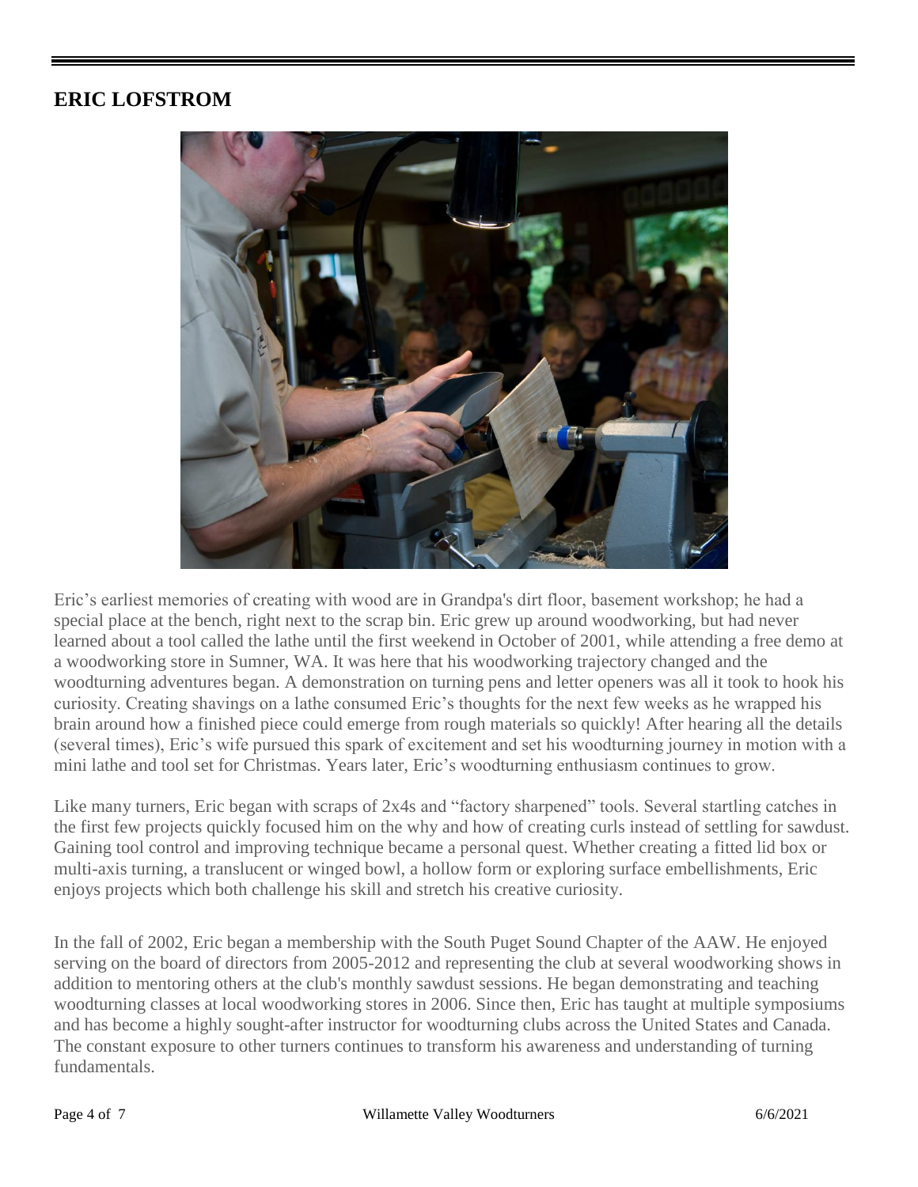## ERIC LOFSTROM

Eric's earliest memories of creating with wood are in Grandpa's dirt floor, basement workshop; he had a special place at the bench, right next to the scrap bin. Eric grew up around woodworking, but had never learned about a tool called the lathe until the first weekend in October of 2001, while attending a free demo at a woodworking store in Sumner, WA. It was here that his woodworking trajectory changed and the woodturning adventures began. A demonstration on turning pens and letter openers was all it took to hook his curiosity. Creating shavings on a lathe consumed Eric's thoughts for the next few weeks as he wrapped his brain around how a finished piece could emerge from rough materials so quickly! After hearing all the details (several times), Eric's wife pursued this spark of excitement and set his woodturning journey in motion with a mini lathe and tool set for Christmas. Years later, Eric's woodturning enthusiasm continues to grow.

Like many turners, Eric began with scraps of 2x4s and "factory sharpened" tools. Several startling catches in the first few projects quickly focused him on the why and how of creating curls instead of settling for sawdust. Gaining tool control and improving technique became a personal quest. Whether creating a fitted lid box or multi-axis turning, a translucent or winged bowl, a hollow form or exploring surface embellishments, Eric enjoys projects which both challenge his skill and stretch his creative curiosity.

In the fall of 2002, Eric began a membership with the South Puget Sound Chapter of the AAW. He enjoyed serving on the board of directors from 2005-2012 and representing the club at several woodworking shows in addition to mentoring others at the club's monthly sawdust sessions. He began demonstrating and teaching woodturning classes at local woodworking stores in 2006. Since then, Eric has taught at multiple symposiums and has become a highly sought-after instructor for woodturning clubs across the United States and Canada. The constant exposure to other turners continues to transform his awareness and understanding of turning fundamentals.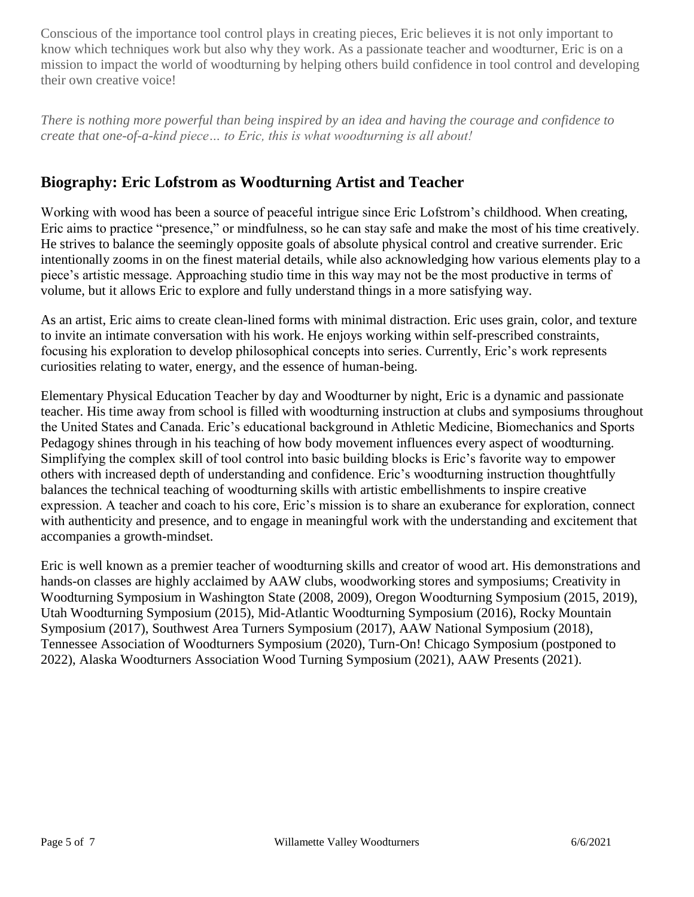Conscious of the importance tool control plays in creating pieces, Eric believes it is not only important to know which techniques work but also why they work. As a passionate teacher and woodturner, Eric is on a mission to impact the world of woodturning by helping others build confidence in tool control and developing their own creative voice!

*There is nothing more powerful than being inspired by an idea and having the courage and confidence to create that one-of-a-kind piece… to Eric, this is what woodturning is all about!*

## Biography: Eric Lofstrom as Woodturning Artist and Teacher

Working with wood has been a source of peaceful intrigue since Eric Lofstrom's childhood. When creating, Eric aims to practice "presence," or mindfulness, so he can stay safe and make the most of his time creatively. He strives to balance the seemingly opposite goals of absolute physical control and creative surrender. Eric intentionally zooms in on the finest material details, while also acknowledging how various elements play to a piece's artistic message. Approaching studio time in this way may not be the most productive in terms of volume, but it allows Eric to explore and fully understand things in a more satisfying way.

As an artist, Eric aims to create clean-lined forms with minimal distraction. Eric uses grain, color, and texture to invite an intimate conversation with his work. He enjoys working within self-prescribed constraints, focusing his exploration to develop philosophical concepts into series. Currently, Eric's work represents curiosities relating to water, energy, and the essence of human-being.

Elementary Physical Education Teacher by day and Woodturner by night, Eric is a dynamic and passionate teacher. His time away from school is filled with woodturning instruction at clubs and symposiums throughout the United States and Canada. Eric's educational background in Athletic Medicine, Biomechanics and Sports Pedagogy shines through in his teaching of how body movement influences every aspect of woodturning. Simplifying the complex skill of tool control into basic building blocks is Eric's favorite way to empower others with increased depth of understanding and confidence. Eric's woodturning instruction thoughtfully balances the technical teaching of woodturning skills with artistic embellishments to inspire creative expression. A teacher and coach to his core, Eric's mission is to share an exuberance for exploration, connect with authenticity and presence, and to engage in meaningful work with the understanding and excitement that accompanies a growth-mindset.

Eric is well known as a premier teacher of woodturning skills and creator of wood art. His demonstrations and hands-on classes are highly acclaimed by AAW clubs, woodworking stores and symposiums; Creativity in Woodturning Symposium in Washington State (2008, 2009), Oregon Woodturning Symposium (2015, 2019), Utah Woodturning Symposium (2015), Mid-Atlantic Woodturning Symposium (2016), Rocky Mountain Symposium (2017), Southwest Area Turners Symposium (2017), AAW National Symposium (2018), Tennessee Association of Woodturners Symposium (2020), Turn-On! Chicago Symposium (postponed to 2022), Alaska Woodturners Association Wood Turning Symposium (2021), AAW Presents (2021).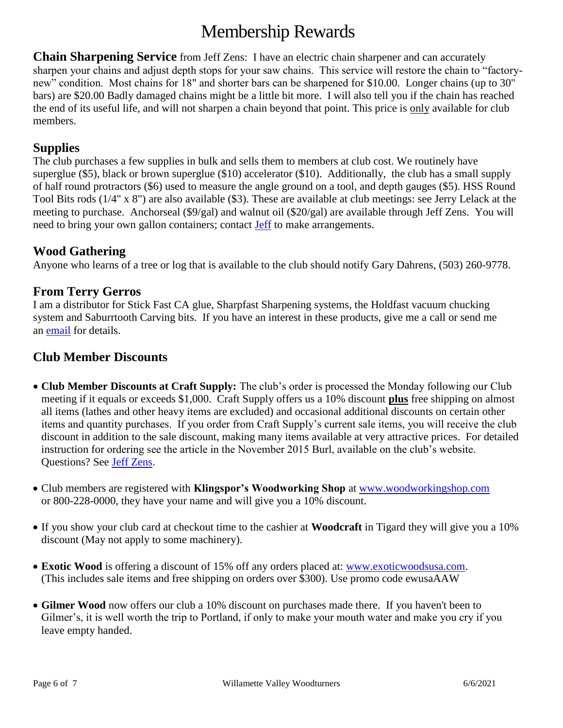# Membership Rewards

**Chain Sharpening Service** from Jeff Zens: I have an electric chain sharpener and can accurately sharpen your chains and adjust depth stops for your saw chains. This service will restore the chain to "factory-new" condition. Most chains for 18" and shorter bars can be sharpened for $10.00. Longer chains (up to 30" bars) are $20.00 Badly damaged chains might be a little bit more. I will also tell you if the chain has reached the end of its useful life, and will not sharpen a chain beyond that point. This price is only available for club members.

## Supplies

The club purchases a few supplies in bulk and sells them to members at club cost. We routinely have superglue ($5), black or brown superglue ($10) accelerator ($10). Additionally, the club has a small supply of half round protractors ($6) used to measure the angle ground on a tool, and depth gauges ($5). HSS Round Tool Bits rods (1/4" x 8") are also available ($3). These are available at club meetings: see Jerry Lelack at the meeting to purchase. Anchorseal ($9/gal) and walnut oil ($20/gal) are available through Jeff Zens. You will need to bring your own gallon containers; contact Jeff to make arrangements.

## Wood Gathering

Anyone who learns of a tree or log that is available to the club should notify Gary Dahrens, (503) 260-9778.

## From Terry Gerros

I am a distributor for Stick Fast CA glue, Sharpfast Sharpening systems, the Holdfast vacuum chucking system and Saburrtooth Carving bits. If you have an interest in these products, give me a call or send me an email for details.

## Club Member Discounts

- **Club Member Discounts at Craft Supply:** The club's order is processed the Monday following our Club meeting if it equals or exceeds $1,000. Craft Supply offers us a 10% discount **plus** free shipping on almost all items (lathes and other heavy items are excluded) and occasional additional discounts on certain other items and quantity purchases. If you order from Craft Supply's current sale items, you will receive the club discount in addition to the sale discount, making many items available at very attractive prices. For detailed instruction for ordering see the article in the November 2015 Burl, available on the club's website. Questions? See Jeff Zens.

- Club members are registered with **Klingspor's Woodworking Shop** at www.woodworkingshop.com or 800-228-0000, they have your name and will give you a 10% discount.

- If you show your club card at checkout time to the cashier at **Woodcraft** in Tigard they will give you a 10% discount (May not apply to some machinery).

- **Exotic Wood** is offering a discount of 15% off any orders placed at: www.exoticwoodsusa.com. (This includes sale items and free shipping on orders over $300). Use promo code ewusaAAW

- **Gilmer Wood** now offers our club a 10% discount on purchases made there. If you haven't been to Gilmer's, it is well worth the trip to Portland, if only to make your mouth water and make you cry if you leave empty handed.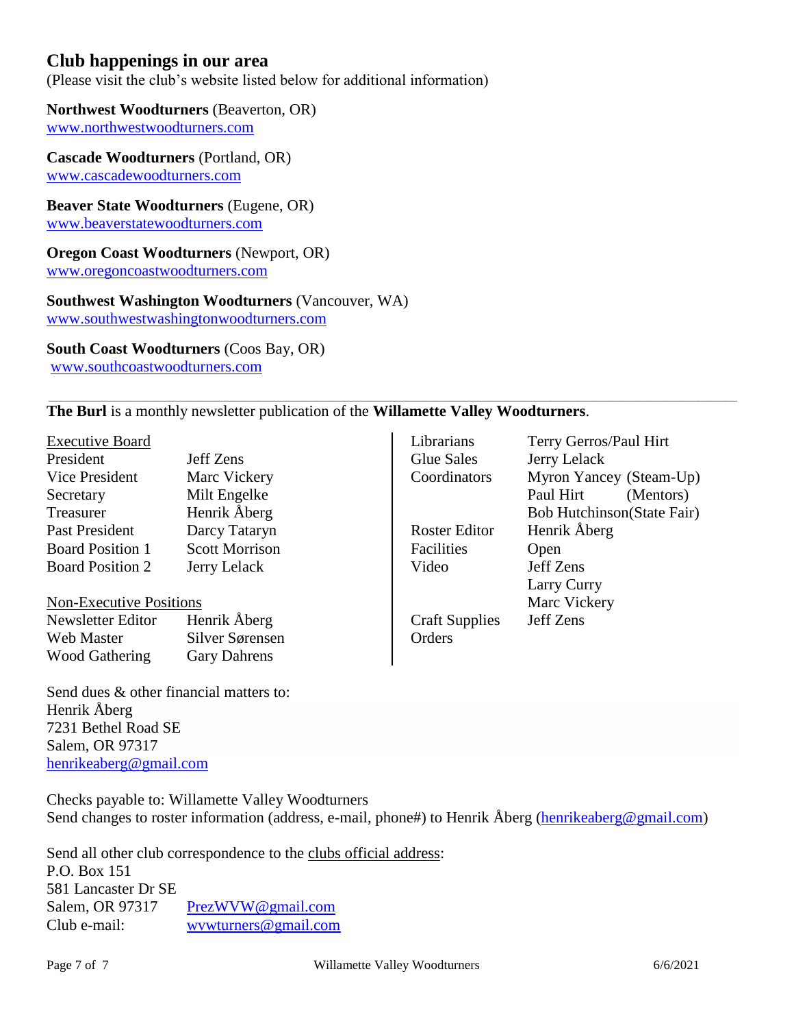## Club happenings in our area

(Please visit the club's website listed below for additional information)

**Northwest Woodturners** (Beaverton, OR)
www.northwestwoodturners.com

**Cascade Woodturners** (Portland, OR)
www.cascadewoodturners.com

**Beaver State Woodturners** (Eugene, OR)
www.beaverstatewoodturners.com

**Oregon Coast Woodturners** (Newport, OR)
www.oregoncoastwoodturners.com

**Southwest Washington Woodturners** (Vancouver, WA)
www.southwestwashingtonwoodturners.com

**South Coast Woodturners** (Coos Bay, OR)
www.southcoastwoodturners.com

---

**The Burl** is a monthly newsletter publication of the **Willamette Valley Woodturners**.

| | |
|---|---|
| Executive Board | |
| President | Jeff Zens |
| Vice President | Marc Vickery |
| Secretary | Milt Engelke |
| Treasurer | Henrik Åberg |
| Past President | Darcy Tataryn |
| Board Position 1 | Scott Morrison |
| Board Position 2 | Jerry Lelack |

| | |
|---|---|
| Non-Executive Positions | |
| Newsletter Editor | Henrik Åberg |
| Web Master | Silver Sørensen |
| Wood Gathering | Gary Dahrens |

| | |
|---|---|
| Librarians | Terry Gerros/Paul Hirt |
| Glue Sales | Jerry Lelack |
| Coordinators | Myron Yancey (Steam-Up) |
| | Paul Hirt (Mentors) |
| | Bob Hutchinson(State Fair) |
| Roster Editor | Henrik Åberg |
| Facilities | Open |
| Video | Jeff Zens |
| | Larry Curry |
| | Marc Vickery |
| Craft Supplies Orders | Jeff Zens |

Send dues & other financial matters to:
Henrik Åberg
7231 Bethel Road SE
Salem, OR 97317
henrikeaberg@gmail.com

Checks payable to: Willamette Valley Woodturners
Send changes to roster information (address, e-mail, phone#) to Henrik Åberg (henrikeaberg@gmail.com)

Send all other club correspondence to the clubs official address:
P.O. Box 151
581 Lancaster Dr SE
Salem, OR 97317 PrezWVW@gmail.com
Club e-mail: wvwturners@gmail.com